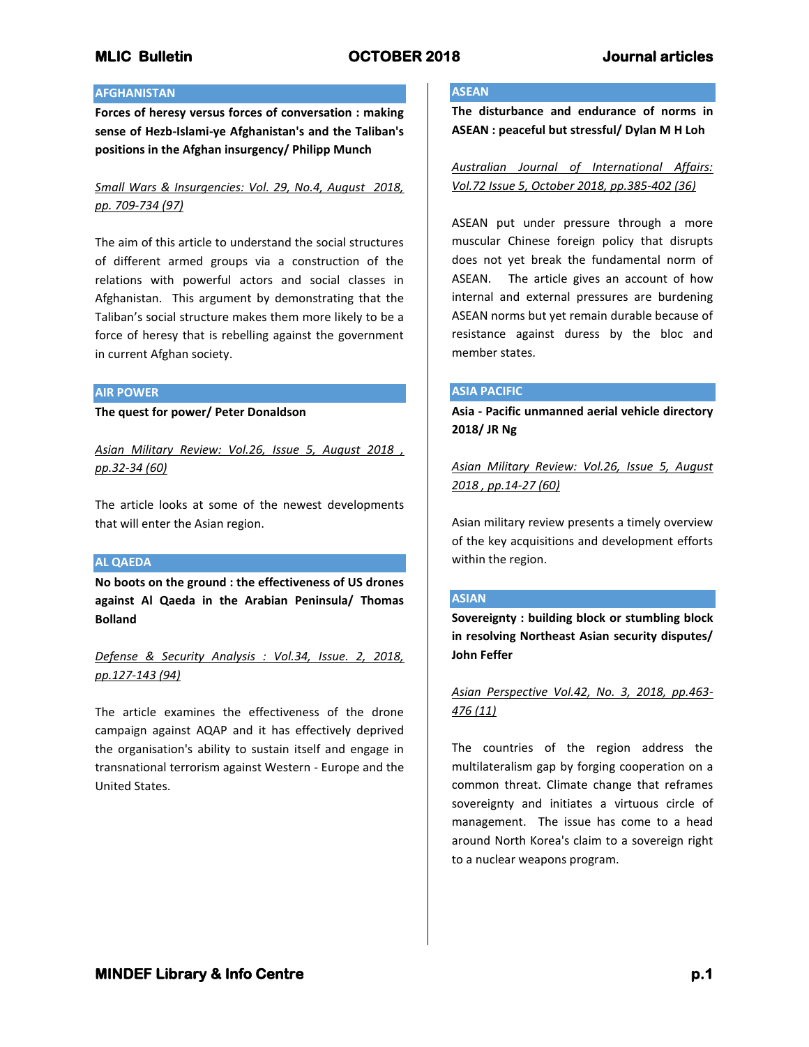## AFGHANISTAN

**Forces of heresy versus forces of conversation : making sense of Hezb-Islami-ye Afghanistan's and the Taliban's positions in the Afghan insurgency/ Philipp Munch**

*Small Wars & Insurgencies: Vol. 29, No.4, August 2018, pp. 709-734 (97)*

The aim of this article to understand the social structures of different armed groups via a construction of the relations with powerful actors and social classes in Afghanistan. This argument by demonstrating that the Taliban's social structure makes them more likely to be a force of heresy that is rebelling against the government in current Afghan society.

## AIR POWER

**The quest for power/ Peter Donaldson**

*Asian Military Review: Vol.26, Issue 5, August 2018 , pp.32-34 (60)*

The article looks at some of the newest developments that will enter the Asian region.

## AL QAEDA

**No boots on the ground : the effectiveness of US drones against Al Qaeda in the Arabian Peninsula/ Thomas Bolland**

*Defense & Security Analysis : Vol.34, Issue. 2, 2018, pp.127-143 (94)*

The article examines the effectiveness of the drone campaign against AQAP and it has effectively deprived the organisation's ability to sustain itself and engage in transnational terrorism against Western - Europe and the United States.

## ASEAN

**The disturbance and endurance of norms in ASEAN : peaceful but stressful/ Dylan M H Loh**

*Australian Journal of International Affairs: Vol.72 Issue 5, October 2018, pp.385-402 (36)*

ASEAN put under pressure through a more muscular Chinese foreign policy that disrupts does not yet break the fundamental norm of ASEAN. The article gives an account of how internal and external pressures are burdening ASEAN norms but yet remain durable because of resistance against duress by the bloc and member states.

## ASIA PACIFIC

**Asia - Pacific unmanned aerial vehicle directory 2018/ JR Ng**

*Asian Military Review: Vol.26, Issue 5, August 2018 , pp.14-27 (60)*

Asian military review presents a timely overview of the key acquisitions and development efforts within the region.

## ASIAN

**Sovereignty : building block or stumbling block in resolving Northeast Asian security disputes/ John Feffer**

*Asian Perspective Vol.42, No. 3, 2018, pp.463-476 (11)*

The countries of the region address the multilateralism gap by forging cooperation on a common threat. Climate change that reframes sovereignty and initiates a virtuous circle of management. The issue has come to a head around North Korea's claim to a sovereign right to a nuclear weapons program.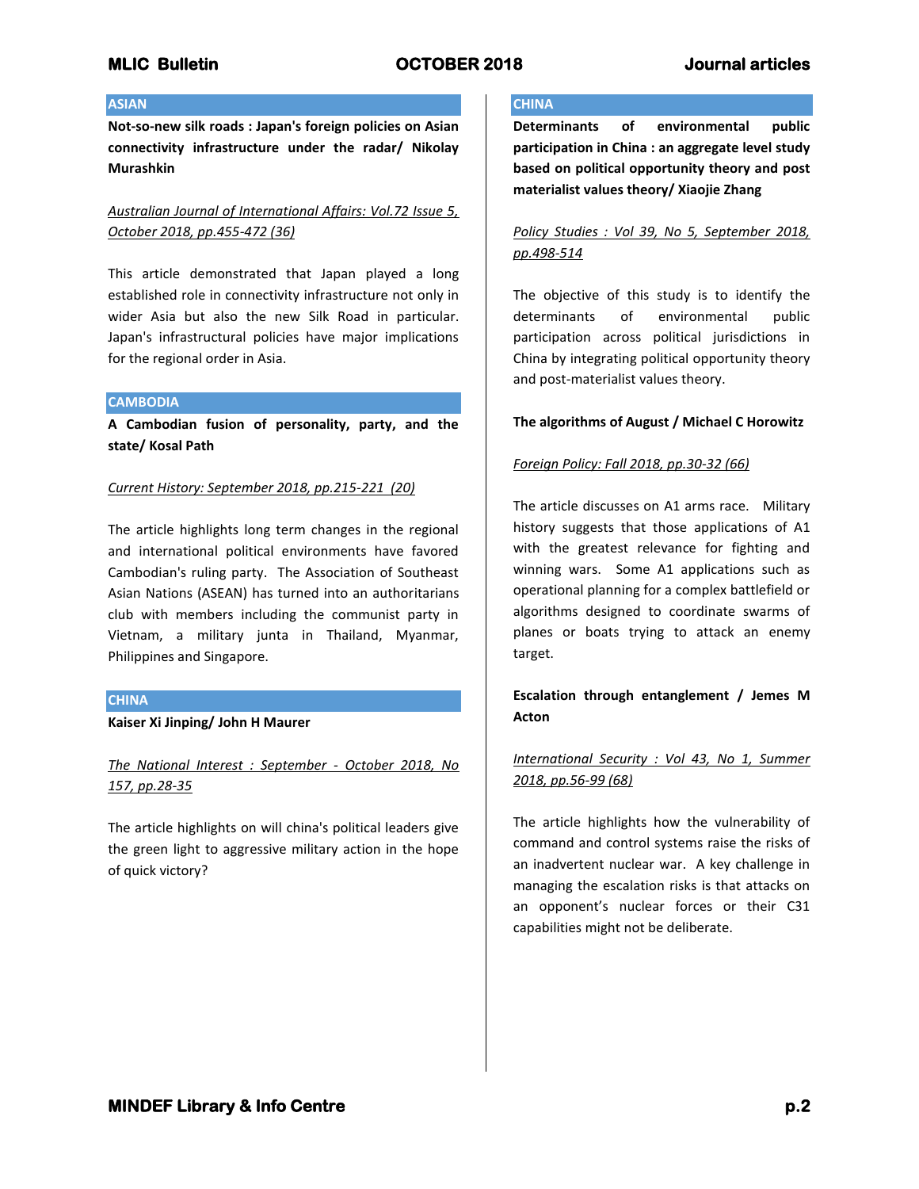## ASIAN

**Not-so-new silk roads : Japan's foreign policies on Asian connectivity infrastructure under the radar/ Nikolay Murashkin**

*Australian Journal of International Affairs: Vol.72 Issue 5, October 2018, pp.455-472 (36)*

This article demonstrated that Japan played a long established role in connectivity infrastructure not only in wider Asia but also the new Silk Road in particular. Japan's infrastructural policies have major implications for the regional order in Asia.

## CAMBODIA

**A Cambodian fusion of personality, party, and the state/ Kosal Path**

*Current History: September 2018, pp.215-221 (20)*

The article highlights long term changes in the regional and international political environments have favored Cambodian's ruling party. The Association of Southeast Asian Nations (ASEAN) has turned into an authoritarians club with members including the communist party in Vietnam, a military junta in Thailand, Myanmar, Philippines and Singapore.

## CHINA

**Kaiser Xi Jinping/ John H Maurer**

*The National Interest : September - October 2018, No 157, pp.28-35*

The article highlights on will china's political leaders give the green light to aggressive military action in the hope of quick victory?

## CHINA

**Determinants of environmental public participation in China : an aggregate level study based on political opportunity theory and post materialist values theory/ Xiaojie Zhang**

*Policy Studies : Vol 39, No 5, September 2018, pp.498-514*

The objective of this study is to identify the determinants of environmental public participation across political jurisdictions in China by integrating political opportunity theory and post-materialist values theory.

**The algorithms of August / Michael C Horowitz**

*Foreign Policy: Fall 2018, pp.30-32 (66)*

The article discusses on A1 arms race. Military history suggests that those applications of A1 with the greatest relevance for fighting and winning wars. Some A1 applications such as operational planning for a complex battlefield or algorithms designed to coordinate swarms of planes or boats trying to attack an enemy target.

**Escalation through entanglement / Jemes M Acton**

*International Security : Vol 43, No 1, Summer 2018, pp.56-99 (68)*

The article highlights how the vulnerability of command and control systems raise the risks of an inadvertent nuclear war. A key challenge in managing the escalation risks is that attacks on an opponent's nuclear forces or their C31 capabilities might not be deliberate.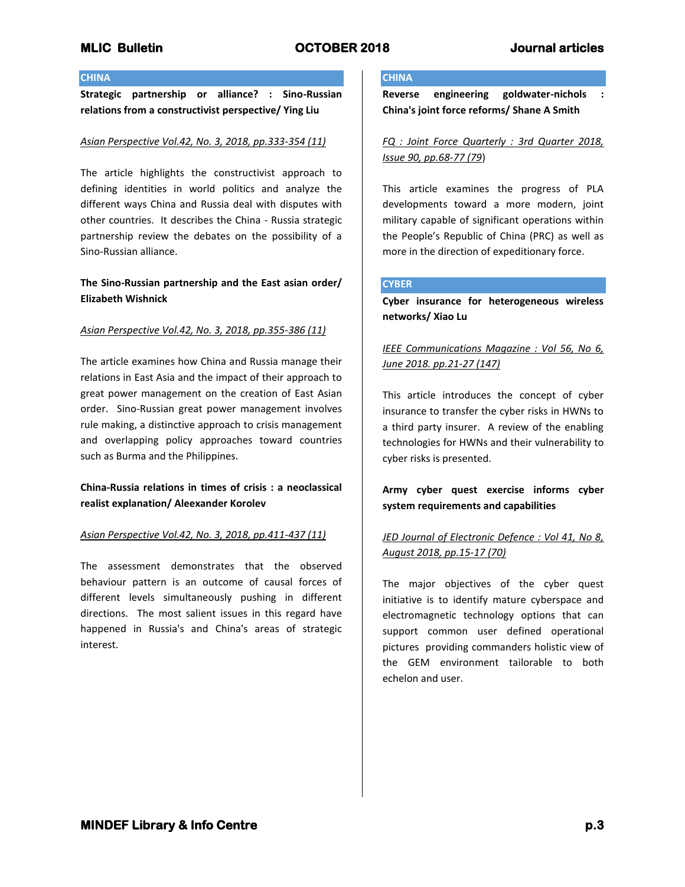## CHINA

**Strategic partnership or alliance? : Sino-Russian relations from a constructivist perspective/ Ying Liu**

Asian Perspective Vol.42, No. 3, 2018, pp.333-354 (11)

The article highlights the constructivist approach to defining identities in world politics and analyze the different ways China and Russia deal with disputes with other countries. It describes the China - Russia strategic partnership review the debates on the possibility of a Sino-Russian alliance.

**The Sino-Russian partnership and the East asian order/ Elizabeth Wishnick**

Asian Perspective Vol.42, No. 3, 2018, pp.355-386 (11)

The article examines how China and Russia manage their relations in East Asia and the impact of their approach to great power management on the creation of East Asian order. Sino-Russian great power management involves rule making, a distinctive approach to crisis management and overlapping policy approaches toward countries such as Burma and the Philippines.

**China-Russia relations in times of crisis : a neoclassical realist explanation/ Aleexander Korolev**

Asian Perspective Vol.42, No. 3, 2018, pp.411-437 (11)

The assessment demonstrates that the observed behaviour pattern is an outcome of causal forces of different levels simultaneously pushing in different directions. The most salient issues in this regard have happened in Russia's and China's areas of strategic interest.

## CHINA

**Reverse engineering goldwater-nichols : China's joint force reforms/ Shane A Smith**

FQ : Joint Force Quarterly : 3rd Quarter 2018, Issue 90, pp.68-77 (79)

This article examines the progress of PLA developments toward a more modern, joint military capable of significant operations within the People's Republic of China (PRC) as well as more in the direction of expeditionary force.

## CYBER

**Cyber insurance for heterogeneous wireless networks/ Xiao Lu**

IEEE Communications Magazine : Vol 56, No 6, June 2018. pp.21-27 (147)

This article introduces the concept of cyber insurance to transfer the cyber risks in HWNs to a third party insurer. A review of the enabling technologies for HWNs and their vulnerability to cyber risks is presented.

**Army cyber quest exercise informs cyber system requirements and capabilities**

JED Journal of Electronic Defence : Vol 41, No 8, August 2018, pp.15-17 (70)

The major objectives of the cyber quest initiative is to identify mature cyberspace and electromagnetic technology options that can support common user defined operational pictures providing commanders holistic view of the GEM environment tailorable to both echelon and user.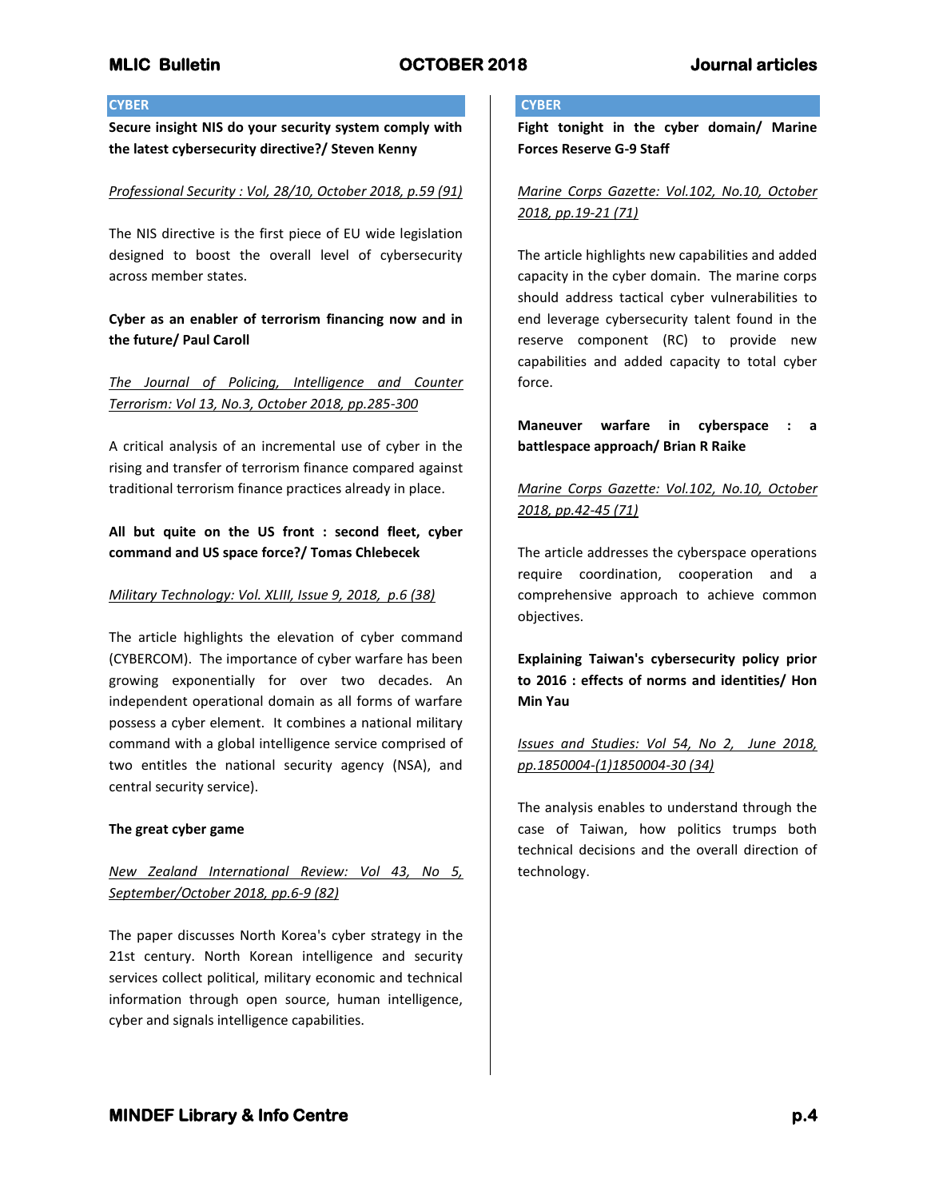## CYBER

**Secure insight NIS do your security system comply with the latest cybersecurity directive?/ Steven Kenny**

*Professional Security : Vol, 28/10, October 2018, p.59 (91)*

The NIS directive is the first piece of EU wide legislation designed to boost the overall level of cybersecurity across member states.

**Cyber as an enabler of terrorism financing now and in the future/ Paul Caroll**

*The Journal of Policing, Intelligence and Counter Terrorism: Vol 13, No.3, October 2018, pp.285-300*

A critical analysis of an incremental use of cyber in the rising and transfer of terrorism finance compared against traditional terrorism finance practices already in place.

**All but quite on the US front : second fleet, cyber command and US space force?/ Tomas Chlebecek**

*Military Technology: Vol. XLIII, Issue 9, 2018, p.6 (38)*

The article highlights the elevation of cyber command (CYBERCOM). The importance of cyber warfare has been growing exponentially for over two decades. An independent operational domain as all forms of warfare possess a cyber element. It combines a national military command with a global intelligence service comprised of two entitles the national security agency (NSA), and central security service).

**The great cyber game**

*New Zealand International Review: Vol 43, No 5, September/October 2018, pp.6-9 (82)*

The paper discusses North Korea's cyber strategy in the 21st century. North Korean intelligence and security services collect political, military economic and technical information through open source, human intelligence, cyber and signals intelligence capabilities.

## CYBER

**Fight tonight in the cyber domain/ Marine Forces Reserve G-9 Staff**

*Marine Corps Gazette: Vol.102, No.10, October 2018, pp.19-21 (71)*

The article highlights new capabilities and added capacity in the cyber domain. The marine corps should address tactical cyber vulnerabilities to end leverage cybersecurity talent found in the reserve component (RC) to provide new capabilities and added capacity to total cyber force.

**Maneuver warfare in cyberspace : a battlespace approach/ Brian R Raike**

*Marine Corps Gazette: Vol.102, No.10, October 2018, pp.42-45 (71)*

The article addresses the cyberspace operations require coordination, cooperation and a comprehensive approach to achieve common objectives.

**Explaining Taiwan's cybersecurity policy prior to 2016 : effects of norms and identities/ Hon Min Yau**

*Issues and Studies: Vol 54, No 2, June 2018, pp.1850004-(1)1850004-30 (34)*

The analysis enables to understand through the case of Taiwan, how politics trumps both technical decisions and the overall direction of technology.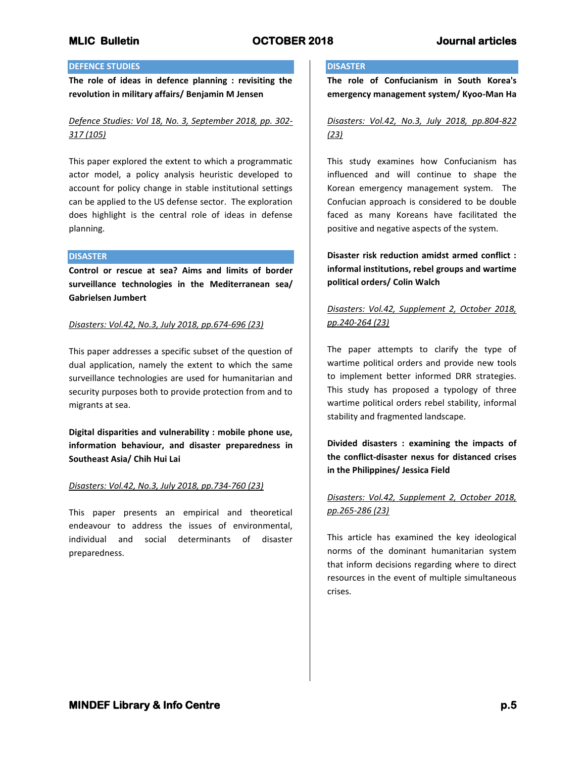## DEFENCE STUDIES

**The role of ideas in defence planning : revisiting the revolution in military affairs/ Benjamin M Jensen**

*Defence Studies: Vol 18, No. 3, September 2018, pp. 302-317 (105)*

This paper explored the extent to which a programmatic actor model, a policy analysis heuristic developed to account for policy change in stable institutional settings can be applied to the US defense sector. The exploration does highlight is the central role of ideas in defense planning.

## DISASTER

**Control or rescue at sea? Aims and limits of border surveillance technologies in the Mediterranean sea/ Gabrielsen Jumbert**

*Disasters: Vol.42, No.3, July 2018, pp.674-696 (23)*

This paper addresses a specific subset of the question of dual application, namely the extent to which the same surveillance technologies are used for humanitarian and security purposes both to provide protection from and to migrants at sea.

**Digital disparities and vulnerability : mobile phone use, information behaviour, and disaster preparedness in Southeast Asia/ Chih Hui Lai**

*Disasters: Vol.42, No.3, July 2018, pp.734-760 (23)*

This paper presents an empirical and theoretical endeavour to address the issues of environmental, individual and social determinants of disaster preparedness.

## DISASTER

**The role of Confucianism in South Korea's emergency management system/ Kyoo-Man Ha**

*Disasters: Vol.42, No.3, July 2018, pp.804-822 (23)*

This study examines how Confucianism has influenced and will continue to shape the Korean emergency management system. The Confucian approach is considered to be double faced as many Koreans have facilitated the positive and negative aspects of the system.

**Disaster risk reduction amidst armed conflict : informal institutions, rebel groups and wartime political orders/ Colin Walch**

*Disasters: Vol.42, Supplement 2, October 2018, pp.240-264 (23)*

The paper attempts to clarify the type of wartime political orders and provide new tools to implement better informed DRR strategies. This study has proposed a typology of three wartime political orders rebel stability, informal stability and fragmented landscape.

**Divided disasters : examining the impacts of the conflict-disaster nexus for distanced crises in the Philippines/ Jessica Field**

*Disasters: Vol.42, Supplement 2, October 2018, pp.265-286 (23)*

This article has examined the key ideological norms of the dominant humanitarian system that inform decisions regarding where to direct resources in the event of multiple simultaneous crises.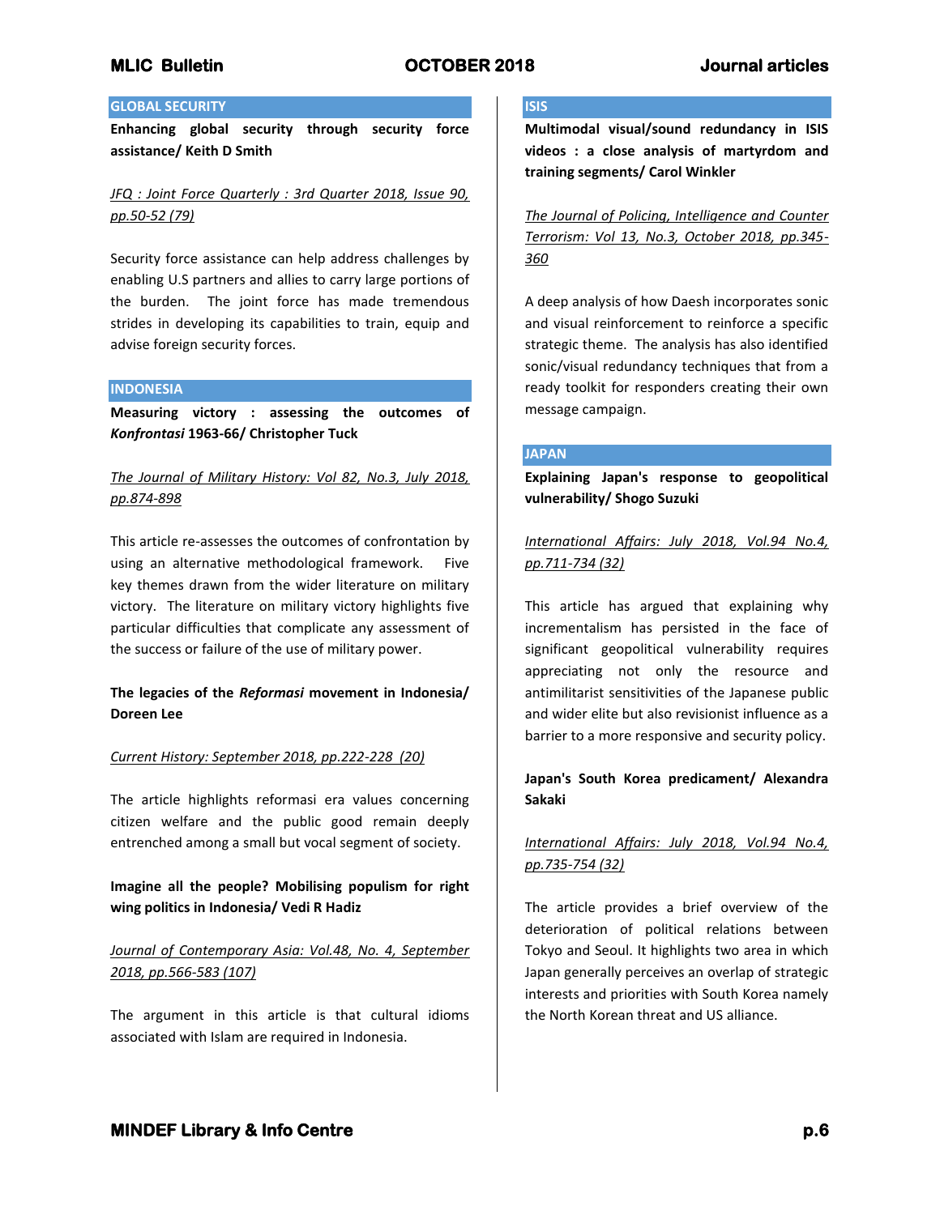## GLOBAL SECURITY

**Enhancing global security through security force assistance/ Keith D Smith**

JFQ : Joint Force Quarterly : 3rd Quarter 2018, Issue 90, pp.50-52 (79)

Security force assistance can help address challenges by enabling U.S partners and allies to carry large portions of the burden. The joint force has made tremendous strides in developing its capabilities to train, equip and advise foreign security forces.

## INDONESIA

**Measuring victory : assessing the outcomes of *Konfrontasi* 1963-66/ Christopher Tuck**

The Journal of Military History: Vol 82, No.3, July 2018, pp.874-898

This article re-assesses the outcomes of confrontation by using an alternative methodological framework. Five key themes drawn from the wider literature on military victory. The literature on military victory highlights five particular difficulties that complicate any assessment of the success or failure of the use of military power.

**The legacies of the *Reformasi* movement in Indonesia/ Doreen Lee**

Current History: September 2018, pp.222-228 (20)

The article highlights reformasi era values concerning citizen welfare and the public good remain deeply entrenched among a small but vocal segment of society.

**Imagine all the people? Mobilising populism for right wing politics in Indonesia/ Vedi R Hadiz**

Journal of Contemporary Asia: Vol.48, No. 4, September 2018, pp.566-583 (107)

The argument in this article is that cultural idioms associated with Islam are required in Indonesia.

## ISIS

**Multimodal visual/sound redundancy in ISIS videos : a close analysis of martyrdom and training segments/ Carol Winkler**

The Journal of Policing, Intelligence and Counter Terrorism: Vol 13, No.3, October 2018, pp.345-360

A deep analysis of how Daesh incorporates sonic and visual reinforcement to reinforce a specific strategic theme. The analysis has also identified sonic/visual redundancy techniques that from a ready toolkit for responders creating their own message campaign.

## JAPAN

**Explaining Japan's response to geopolitical vulnerability/ Shogo Suzuki**

International Affairs: July 2018, Vol.94 No.4, pp.711-734 (32)

This article has argued that explaining why incrementalism has persisted in the face of significant geopolitical vulnerability requires appreciating not only the resource and antimilitarist sensitivities of the Japanese public and wider elite but also revisionist influence as a barrier to a more responsive and security policy.

**Japan's South Korea predicament/ Alexandra Sakaki**

International Affairs: July 2018, Vol.94 No.4, pp.735-754 (32)

The article provides a brief overview of the deterioration of political relations between Tokyo and Seoul. It highlights two area in which Japan generally perceives an overlap of strategic interests and priorities with South Korea namely the North Korean threat and US alliance.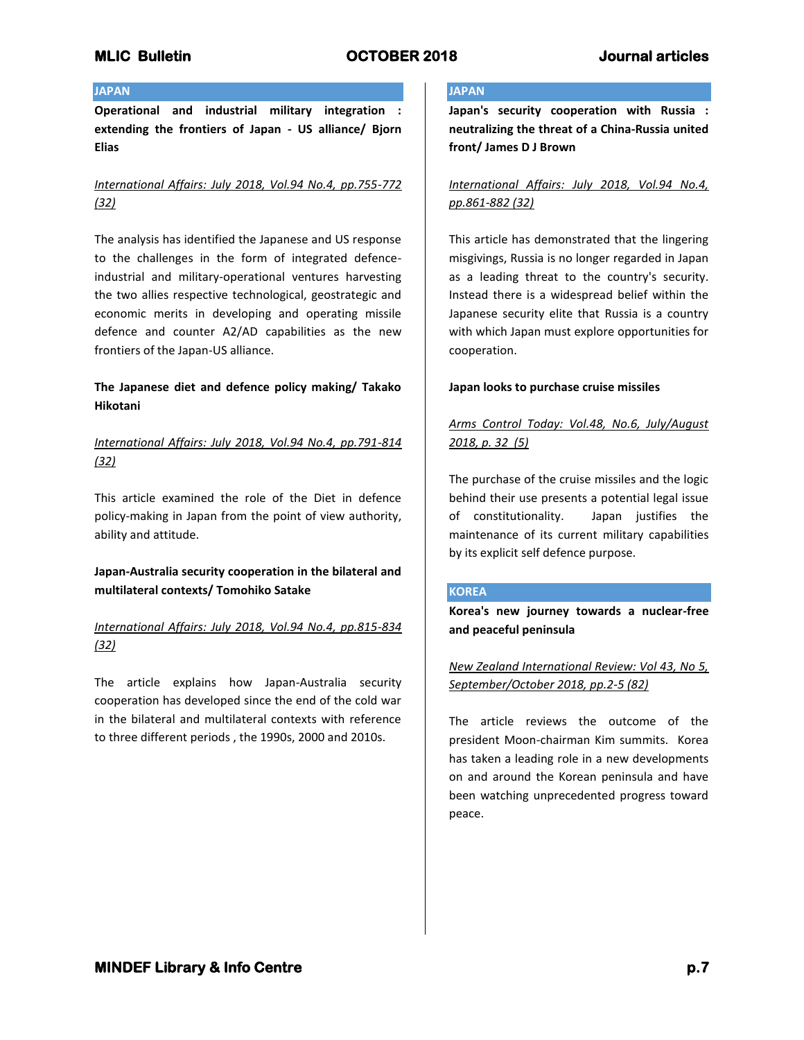## JAPAN

**Operational and industrial military integration : extending the frontiers of Japan - US alliance/ Bjorn Elias**

*International Affairs: July 2018, Vol.94 No.4, pp.755-772 (32)*

The analysis has identified the Japanese and US response to the challenges in the form of integrated defence-industrial and military-operational ventures harvesting the two allies respective technological, geostrategic and economic merits in developing and operating missile defence and counter A2/AD capabilities as the new frontiers of the Japan-US alliance.

**The Japanese diet and defence policy making/ Takako Hikotani**

*International Affairs: July 2018, Vol.94 No.4, pp.791-814 (32)*

This article examined the role of the Diet in defence policy-making in Japan from the point of view authority, ability and attitude.

**Japan-Australia security cooperation in the bilateral and multilateral contexts/ Tomohiko Satake**

*International Affairs: July 2018, Vol.94 No.4, pp.815-834 (32)*

The article explains how Japan-Australia security cooperation has developed since the end of the cold war in the bilateral and multilateral contexts with reference to three different periods , the 1990s, 2000 and 2010s.

## JAPAN

**Japan's security cooperation with Russia : neutralizing the threat of a China-Russia united front/ James D J Brown**

*International Affairs: July 2018, Vol.94 No.4, pp.861-882 (32)*

This article has demonstrated that the lingering misgivings, Russia is no longer regarded in Japan as a leading threat to the country's security. Instead there is a widespread belief within the Japanese security elite that Russia is a country with which Japan must explore opportunities for cooperation.

**Japan looks to purchase cruise missiles**

*Arms Control Today: Vol.48, No.6, July/August 2018, p. 32 (5)*

The purchase of the cruise missiles and the logic behind their use presents a potential legal issue of constitutionality. Japan justifies the maintenance of its current military capabilities by its explicit self defence purpose.

## KOREA

**Korea's new journey towards a nuclear-free and peaceful peninsula**

*New Zealand International Review: Vol 43, No 5, September/October 2018, pp.2-5 (82)*

The article reviews the outcome of the president Moon-chairman Kim summits. Korea has taken a leading role in a new developments on and around the Korean peninsula and have been watching unprecedented progress toward peace.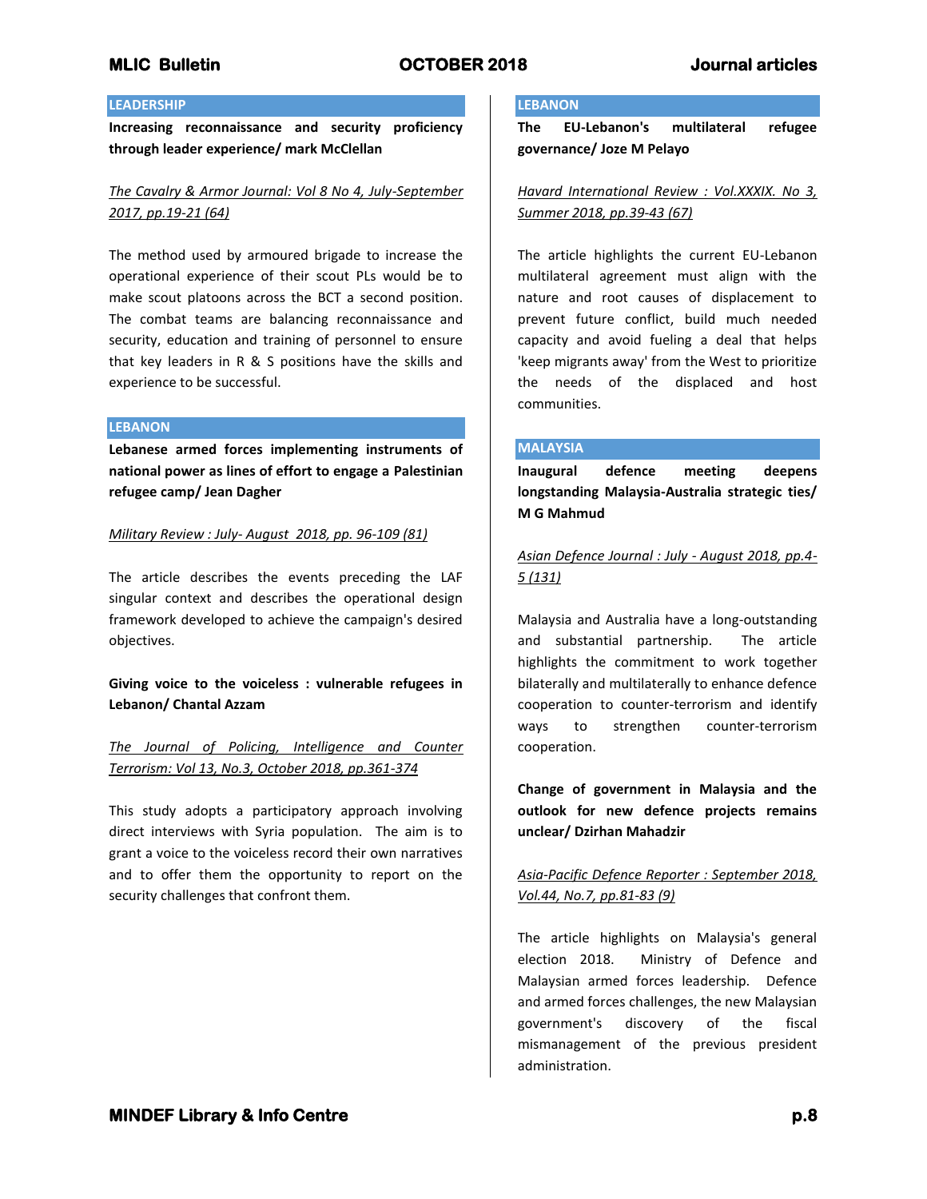## LEADERSHIP

**Increasing reconnaissance and security proficiency through leader experience/ mark McClellan**

*The Cavalry & Armor Journal: Vol 8 No 4, July-September 2017, pp.19-21 (64)*

The method used by armoured brigade to increase the operational experience of their scout PLs would be to make scout platoons across the BCT a second position. The combat teams are balancing reconnaissance and security, education and training of personnel to ensure that key leaders in R & S positions have the skills and experience to be successful.

## LEBANON

**Lebanese armed forces implementing instruments of national power as lines of effort to engage a Palestinian refugee camp/ Jean Dagher**

*Military Review : July- August 2018, pp. 96-109 (81)*

The article describes the events preceding the LAF singular context and describes the operational design framework developed to achieve the campaign's desired objectives.

**Giving voice to the voiceless : vulnerable refugees in Lebanon/ Chantal Azzam**

*The Journal of Policing, Intelligence and Counter Terrorism: Vol 13, No.3, October 2018, pp.361-374*

This study adopts a participatory approach involving direct interviews with Syria population. The aim is to grant a voice to the voiceless record their own narratives and to offer them the opportunity to report on the security challenges that confront them.

## LEBANON

**The EU-Lebanon's multilateral refugee governance/ Joze M Pelayo**

*Havard International Review : Vol.XXXIX. No 3, Summer 2018, pp.39-43 (67)*

The article highlights the current EU-Lebanon multilateral agreement must align with the nature and root causes of displacement to prevent future conflict, build much needed capacity and avoid fueling a deal that helps 'keep migrants away' from the West to prioritize the needs of the displaced and host communities.

## MALAYSIA

**Inaugural defence meeting deepens longstanding Malaysia-Australia strategic ties/ M G Mahmud**

*Asian Defence Journal : July - August 2018, pp.4-5 (131)*

Malaysia and Australia have a long-outstanding and substantial partnership. The article highlights the commitment to work together bilaterally and multilaterally to enhance defence cooperation to counter-terrorism and identify ways to strengthen counter-terrorism cooperation.

**Change of government in Malaysia and the outlook for new defence projects remains unclear/ Dzirhan Mahadzir**

*Asia-Pacific Defence Reporter : September 2018, Vol.44, No.7, pp.81-83 (9)*

The article highlights on Malaysia's general election 2018. Ministry of Defence and Malaysian armed forces leadership. Defence and armed forces challenges, the new Malaysian government's discovery of the fiscal mismanagement of the previous president administration.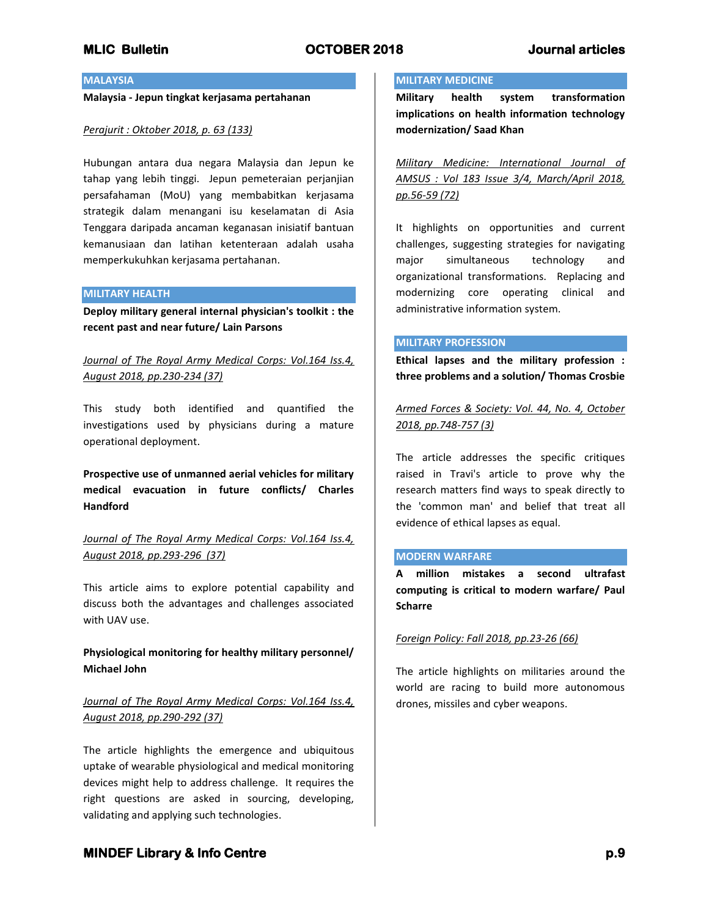## MALAYSIA

**Malaysia - Jepun tingkat kerjasama pertahanan**

*Perajurit : Oktober 2018, p. 63 (133)*

Hubungan antara dua negara Malaysia dan Jepun ke tahap yang lebih tinggi. Jepun pemeteraian perjanjian persafahaman (MoU) yang membabitkan kerjasama strategik dalam menangani isu keselamatan di Asia Tenggara daripada ancaman keganasan inisiatif bantuan kemanusiaan dan latihan ketenteraan adalah usaha memperkukuhkan kerjasama pertahanan.

## MILITARY HEALTH

**Deploy military general internal physician's toolkit : the recent past and near future/ Lain Parsons**

*Journal of The Royal Army Medical Corps: Vol.164 Iss.4, August 2018, pp.230-234 (37)*

This study both identified and quantified the investigations used by physicians during a mature operational deployment.

**Prospective use of unmanned aerial vehicles for military medical evacuation in future conflicts/ Charles Handford**

*Journal of The Royal Army Medical Corps: Vol.164 Iss.4, August 2018, pp.293-296 (37)*

This article aims to explore potential capability and discuss both the advantages and challenges associated with UAV use.

**Physiological monitoring for healthy military personnel/ Michael John**

*Journal of The Royal Army Medical Corps: Vol.164 Iss.4, August 2018, pp.290-292 (37)*

The article highlights the emergence and ubiquitous uptake of wearable physiological and medical monitoring devices might help to address challenge. It requires the right questions are asked in sourcing, developing, validating and applying such technologies.

## MILITARY MEDICINE

**Military health system transformation implications on health information technology modernization/ Saad Khan**

*Military Medicine: International Journal of AMSUS : Vol 183 Issue 3/4, March/April 2018, pp.56-59 (72)*

It highlights on opportunities and current challenges, suggesting strategies for navigating major simultaneous technology and organizational transformations. Replacing and modernizing core operating clinical and administrative information system.

## MILITARY PROFESSION

**Ethical lapses and the military profession : three problems and a solution/ Thomas Crosbie**

*Armed Forces & Society: Vol. 44, No. 4, October 2018, pp.748-757 (3)*

The article addresses the specific critiques raised in Travi's article to prove why the research matters find ways to speak directly to the 'common man' and belief that treat all evidence of ethical lapses as equal.

## MODERN WARFARE

**A million mistakes a second ultrafast computing is critical to modern warfare/ Paul Scharre**

*Foreign Policy: Fall 2018, pp.23-26 (66)*

The article highlights on militaries around the world are racing to build more autonomous drones, missiles and cyber weapons.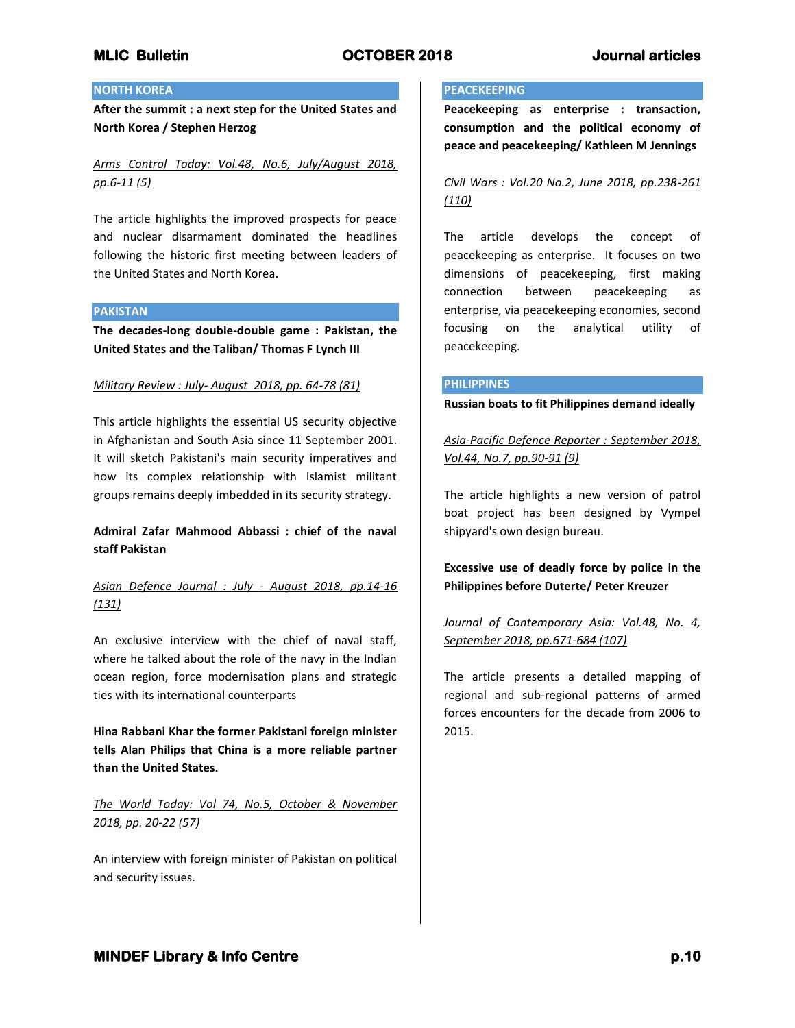## NORTH KOREA

**After the summit : a next step for the United States and North Korea / Stephen Herzog**

*Arms Control Today: Vol.48, No.6, July/August 2018, pp.6-11 (5)*

The article highlights the improved prospects for peace and nuclear disarmament dominated the headlines following the historic first meeting between leaders of the United States and North Korea.

## PAKISTAN

**The decades-long double-double game : Pakistan, the United States and the Taliban/ Thomas F Lynch III**

*Military Review : July- August 2018, pp. 64-78 (81)*

This article highlights the essential US security objective in Afghanistan and South Asia since 11 September 2001. It will sketch Pakistani's main security imperatives and how its complex relationship with Islamist militant groups remains deeply imbedded in its security strategy.

**Admiral Zafar Mahmood Abbassi : chief of the naval staff Pakistan**

*Asian Defence Journal : July - August 2018, pp.14-16 (131)*

An exclusive interview with the chief of naval staff, where he talked about the role of the navy in the Indian ocean region, force modernisation plans and strategic ties with its international counterparts

**Hina Rabbani Khar the former Pakistani foreign minister tells Alan Philips that China is a more reliable partner than the United States.**

*The World Today: Vol 74, No.5, October & November 2018, pp. 20-22 (57)*

An interview with foreign minister of Pakistan on political and security issues.

## PEACEKEEPING

**Peacekeeping as enterprise : transaction, consumption and the political economy of peace and peacekeeping/ Kathleen M Jennings**

*Civil Wars : Vol.20 No.2, June 2018, pp.238-261 (110)*

The article develops the concept of peacekeeping as enterprise. It focuses on two dimensions of peacekeeping, first making connection between peacekeeping as enterprise, via peacekeeping economies, second focusing on the analytical utility of peacekeeping.

## PHILIPPINES

**Russian boats to fit Philippines demand ideally**

*Asia-Pacific Defence Reporter : September 2018, Vol.44, No.7, pp.90-91 (9)*

The article highlights a new version of patrol boat project has been designed by Vympel shipyard's own design bureau.

**Excessive use of deadly force by police in the Philippines before Duterte/ Peter Kreuzer**

*Journal of Contemporary Asia: Vol.48, No. 4, September 2018, pp.671-684 (107)*

The article presents a detailed mapping of regional and sub-regional patterns of armed forces encounters for the decade from 2006 to 2015.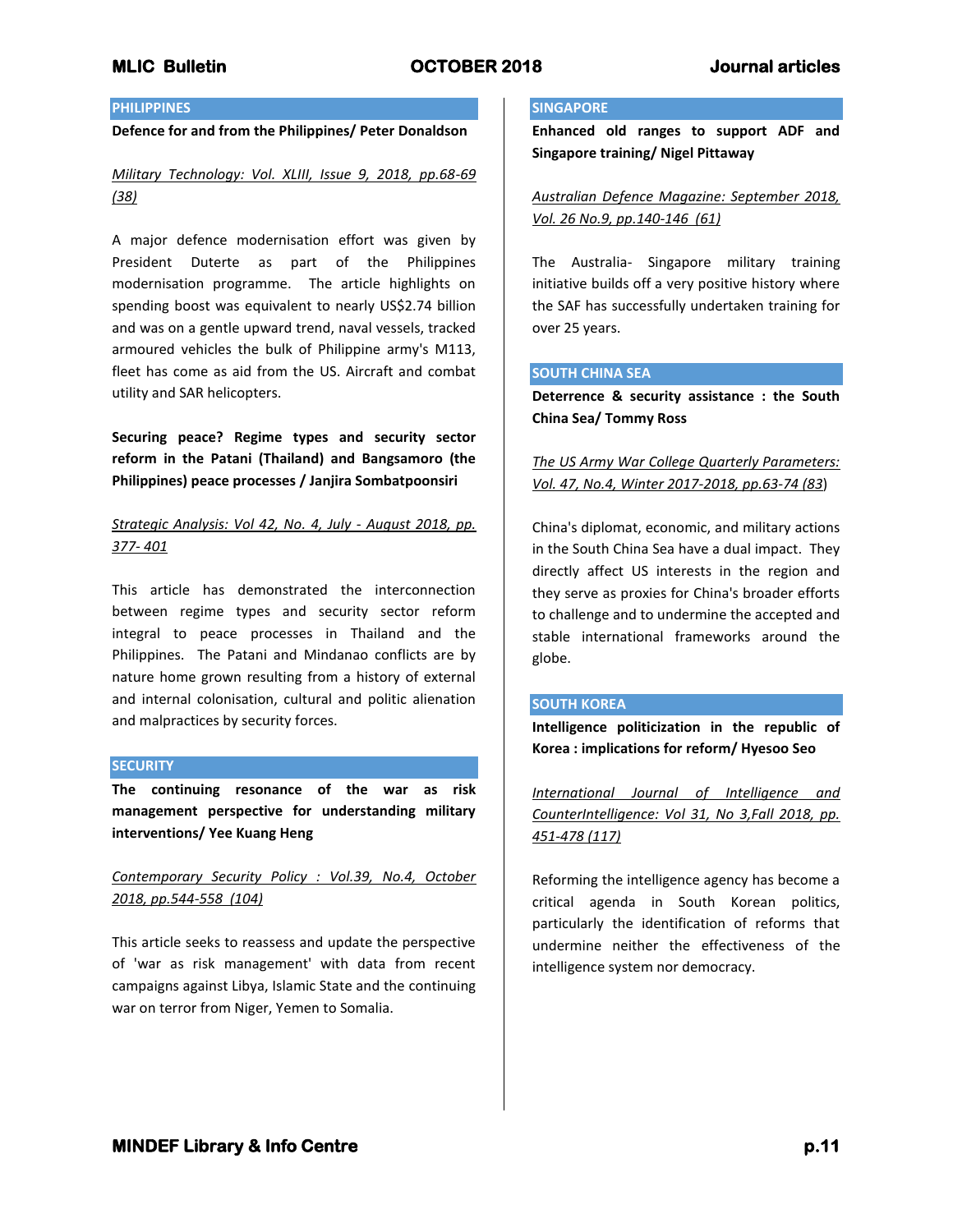## PHILIPPINES

**Defence for and from the Philippines/ Peter Donaldson**

*Military Technology: Vol. XLIII, Issue 9, 2018, pp.68-69 (38)*

A major defence modernisation effort was given by President Duterte as part of the Philippines modernisation programme. The article highlights on spending boost was equivalent to nearly US$2.74 billion and was on a gentle upward trend, naval vessels, tracked armoured vehicles the bulk of Philippine army's M113, fleet has come as aid from the US. Aircraft and combat utility and SAR helicopters.

**Securing peace? Regime types and security sector reform in the Patani (Thailand) and Bangsamoro (the Philippines) peace processes / Janjira Sombatpoonsiri**

*Strategic Analysis: Vol 42, No. 4, July - August 2018, pp. 377- 401*

This article has demonstrated the interconnection between regime types and security sector reform integral to peace processes in Thailand and the Philippines. The Patani and Mindanao conflicts are by nature home grown resulting from a history of external and internal colonisation, cultural and politic alienation and malpractices by security forces.

## SECURITY

**The continuing resonance of the war as risk management perspective for understanding military interventions/ Yee Kuang Heng**

*Contemporary Security Policy : Vol.39, No.4, October 2018, pp.544-558 (104)*

This article seeks to reassess and update the perspective of 'war as risk management' with data from recent campaigns against Libya, Islamic State and the continuing war on terror from Niger, Yemen to Somalia.

## SINGAPORE

**Enhanced old ranges to support ADF and Singapore training/ Nigel Pittaway**

*Australian Defence Magazine: September 2018, Vol. 26 No.9, pp.140-146 (61)*

The Australia- Singapore military training initiative builds off a very positive history where the SAF has successfully undertaken training for over 25 years.

## SOUTH CHINA SEA

**Deterrence & security assistance : the South China Sea/ Tommy Ross**

*The US Army War College Quarterly Parameters: Vol. 47, No.4, Winter 2017-2018, pp.63-74 (83)*

China's diplomat, economic, and military actions in the South China Sea have a dual impact. They directly affect US interests in the region and they serve as proxies for China's broader efforts to challenge and to undermine the accepted and stable international frameworks around the globe.

## SOUTH KOREA

**Intelligence politicization in the republic of Korea : implications for reform/ Hyesoo Seo**

*International Journal of Intelligence and CounterIntelligence: Vol 31, No 3,Fall 2018, pp. 451-478 (117)*

Reforming the intelligence agency has become a critical agenda in South Korean politics, particularly the identification of reforms that undermine neither the effectiveness of the intelligence system nor democracy.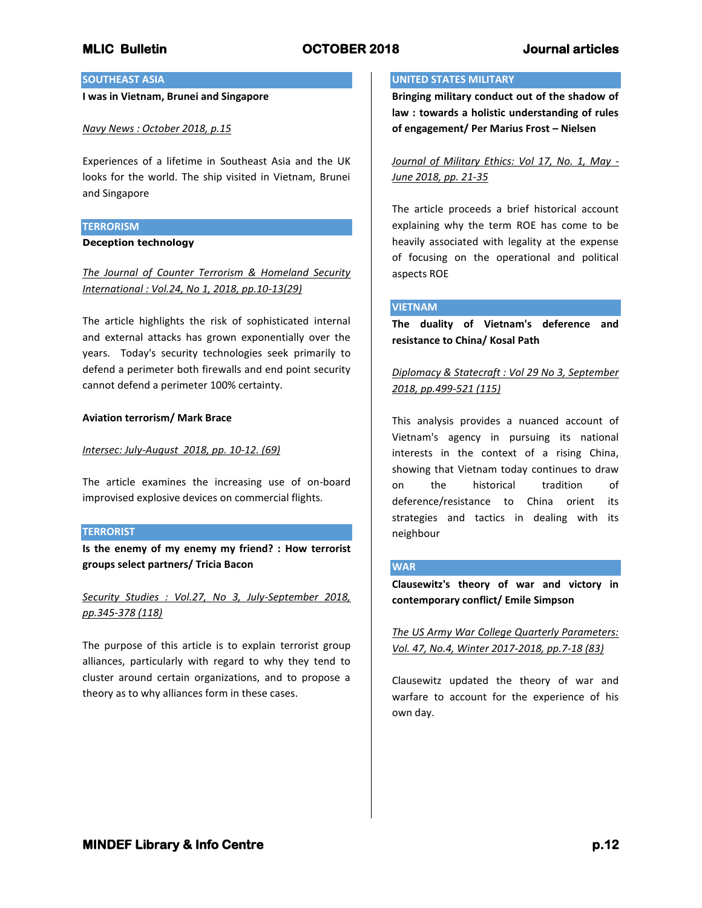## SOUTHEAST ASIA

**I was in Vietnam, Brunei and Singapore**

*Navy News : October 2018, p.15*

Experiences of a lifetime in Southeast Asia and the UK looks for the world. The ship visited in Vietnam, Brunei and Singapore

## TERRORISM

**Deception technology**

*The Journal of Counter Terrorism & Homeland Security International : Vol.24, No 1, 2018, pp.10-13(29)*

The article highlights the risk of sophisticated internal and external attacks has grown exponentially over the years. Today's security technologies seek primarily to defend a perimeter both firewalls and end point security cannot defend a perimeter 100% certainty.

**Aviation terrorism/ Mark Brace**

*Intersec: July-August 2018, pp. 10-12. (69)*

The article examines the increasing use of on-board improvised explosive devices on commercial flights.

## TERRORIST

**Is the enemy of my enemy my friend? : How terrorist groups select partners/ Tricia Bacon**

*Security Studies : Vol.27, No 3, July-September 2018, pp.345-378 (118)*

The purpose of this article is to explain terrorist group alliances, particularly with regard to why they tend to cluster around certain organizations, and to propose a theory as to why alliances form in these cases.

## UNITED STATES MILITARY

**Bringing military conduct out of the shadow of law : towards a holistic understanding of rules of engagement/ Per Marius Frost – Nielsen**

*Journal of Military Ethics: Vol 17, No. 1, May - June 2018, pp. 21-35*

The article proceeds a brief historical account explaining why the term ROE has come to be heavily associated with legality at the expense of focusing on the operational and political aspects ROE

## VIETNAM

**The duality of Vietnam's deference and resistance to China/ Kosal Path**

*Diplomacy & Statecraft : Vol 29 No 3, September 2018, pp.499-521 (115)*

This analysis provides a nuanced account of Vietnam's agency in pursuing its national interests in the context of a rising China, showing that Vietnam today continues to draw on the historical tradition of deference/resistance to China orient its strategies and tactics in dealing with its neighbour

## WAR

**Clausewitz's theory of war and victory in contemporary conflict/ Emile Simpson**

*The US Army War College Quarterly Parameters: Vol. 47, No.4, Winter 2017-2018, pp.7-18 (83)*

Clausewitz updated the theory of war and warfare to account for the experience of his own day.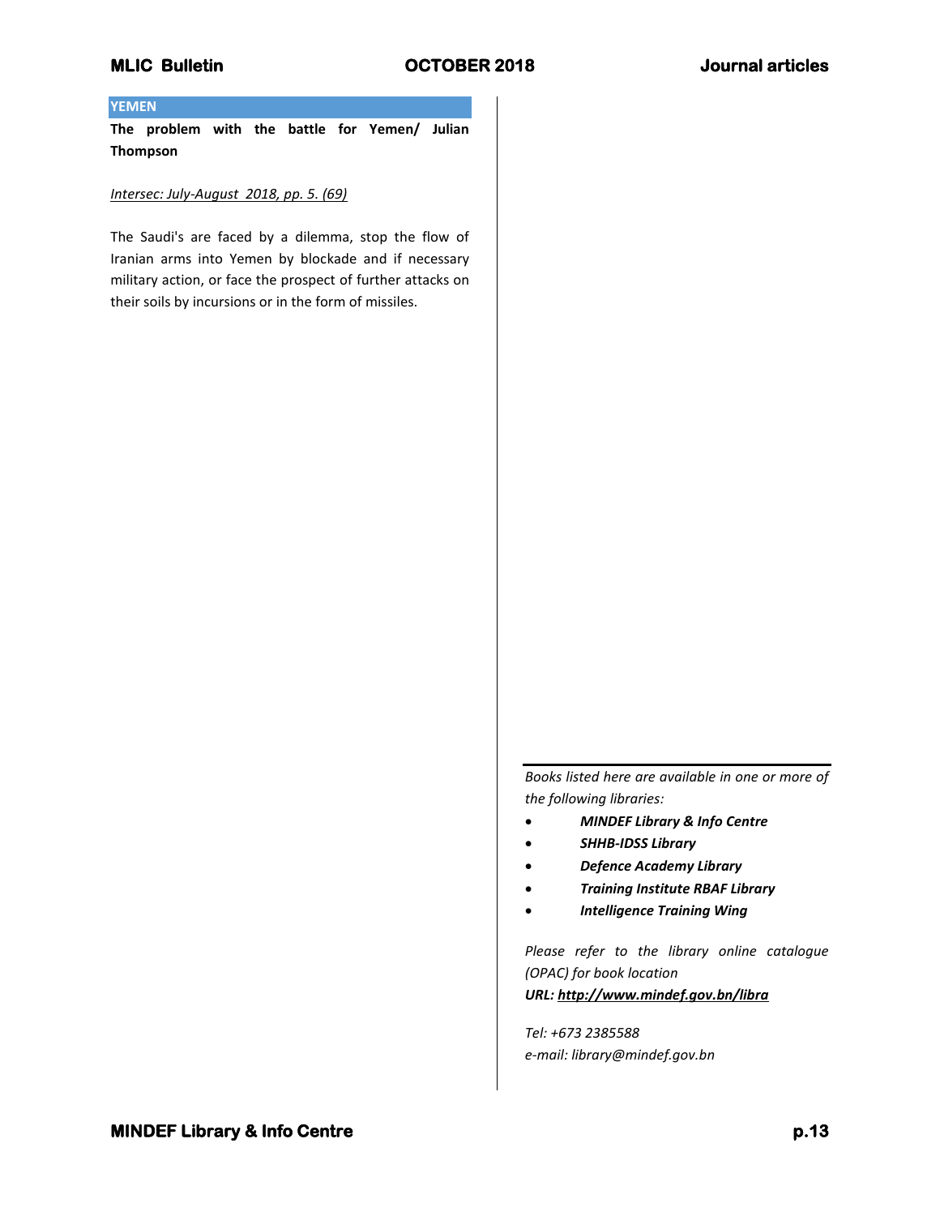## YEMEN

**The problem with the battle for Yemen/ Julian Thompson**

*Intersec: July-August 2018, pp. 5. (69)*

The Saudi's are faced by a dilemma, stop the flow of Iranian arms into Yemen by blockade and if necessary military action, or face the prospect of further attacks on their soils by incursions or in the form of missiles.

---

*Books listed here are available in one or more of the following libraries:*

- ***MINDEF Library & Info Centre***
- ***SHHB-IDSS Library***
- ***Defence Academy Library***
- ***Training Institute RBAF Library***
- ***Intelligence Training Wing***

*Please refer to the library online catalogue (OPAC) for book location*
***URL: http://www.mindef.gov.bn/libra***

*Tel: +673 2385588*
*e-mail: library@mindef.gov.bn*